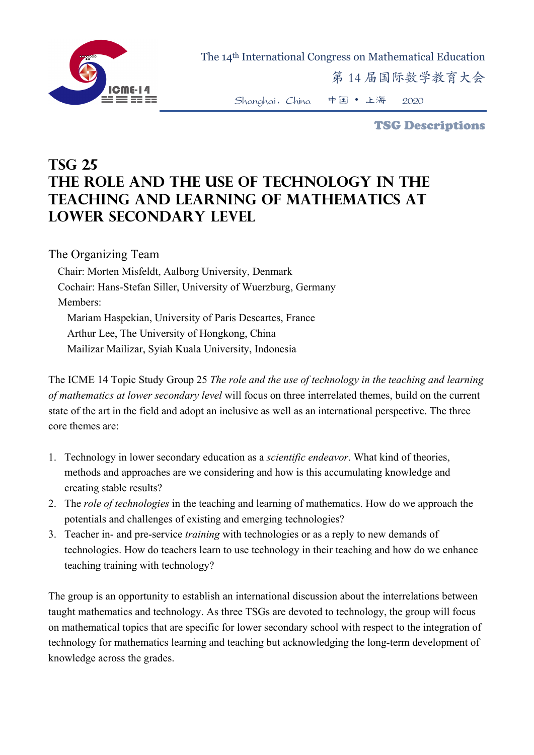# TSG 25
# THE ROLE AND THE USE OF TECHNOLOGY IN THE TEACHING AND LEARNING OF MATHEMATICS AT LOWER SECONDARY LEVEL

## The Organizing Team

Chair: Morten Misfeldt, Aalborg University, Denmark
Cochair: Hans-Stefan Siller, University of Wuerzburg, Germany
Members:
Mariam Haspekian, University of Paris Descartes, France
Arthur Lee, The University of Hongkong, China
Mailizar Mailizar, Syiah Kuala University, Indonesia

The ICME 14 Topic Study Group 25 *The role and the use of technology in the teaching and learning of mathematics at lower secondary level* will focus on three interrelated themes, build on the current state of the art in the field and adopt an inclusive as well as an international perspective. The three core themes are:

1. Technology in lower secondary education as a *scientific endeavor*. What kind of theories, methods and approaches are we considering and how is this accumulating knowledge and creating stable results?
2. The *role of technologies* in the teaching and learning of mathematics. How do we approach the potentials and challenges of existing and emerging technologies?
3. Teacher in- and pre-service *training* with technologies or as a reply to new demands of technologies. How do teachers learn to use technology in their teaching and how do we enhance teaching training with technology?

The group is an opportunity to establish an international discussion about the interrelations between taught mathematics and technology. As three TSGs are devoted to technology, the group will focus on mathematical topics that are specific for lower secondary school with respect to the integration of technology for mathematics learning and teaching but acknowledging the long-term development of knowledge across the grades.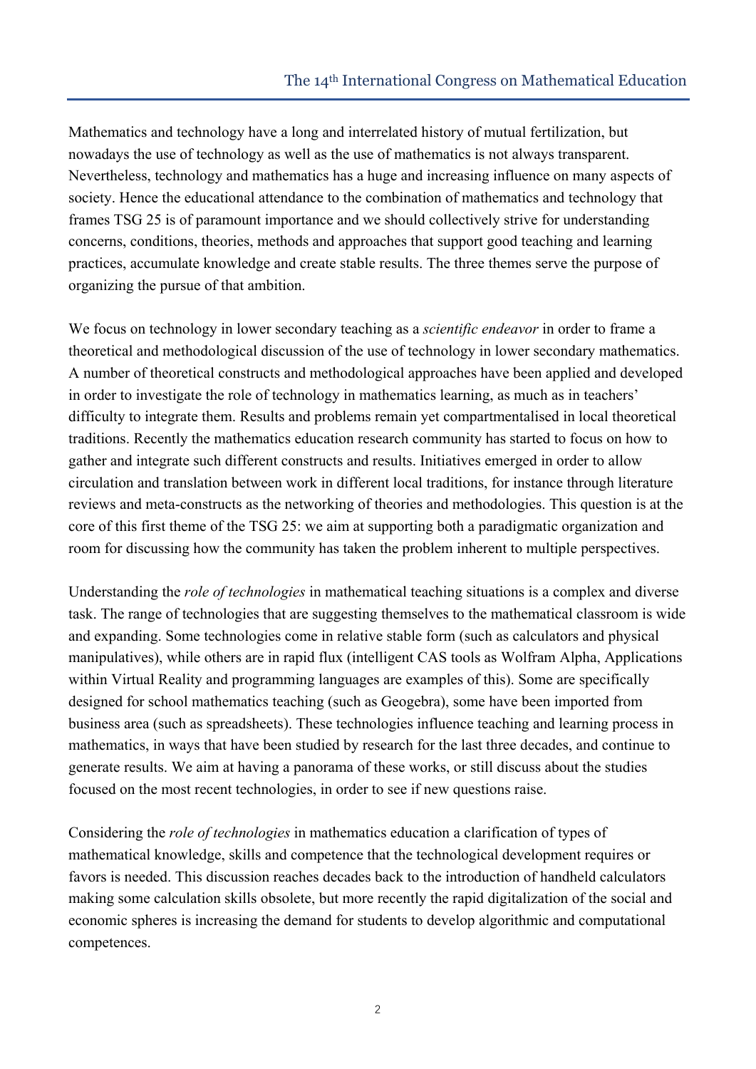Mathematics and technology have a long and interrelated history of mutual fertilization, but nowadays the use of technology as well as the use of mathematics is not always transparent. Nevertheless, technology and mathematics has a huge and increasing influence on many aspects of society. Hence the educational attendance to the combination of mathematics and technology that frames TSG 25 is of paramount importance and we should collectively strive for understanding concerns, conditions, theories, methods and approaches that support good teaching and learning practices, accumulate knowledge and create stable results. The three themes serve the purpose of organizing the pursue of that ambition.

We focus on technology in lower secondary teaching as a *scientific endeavor* in order to frame a theoretical and methodological discussion of the use of technology in lower secondary mathematics. A number of theoretical constructs and methodological approaches have been applied and developed in order to investigate the role of technology in mathematics learning, as much as in teachers' difficulty to integrate them. Results and problems remain yet compartmentalised in local theoretical traditions. Recently the mathematics education research community has started to focus on how to gather and integrate such different constructs and results. Initiatives emerged in order to allow circulation and translation between work in different local traditions, for instance through literature reviews and meta-constructs as the networking of theories and methodologies. This question is at the core of this first theme of the TSG 25: we aim at supporting both a paradigmatic organization and room for discussing how the community has taken the problem inherent to multiple perspectives.

Understanding the *role of technologies* in mathematical teaching situations is a complex and diverse task. The range of technologies that are suggesting themselves to the mathematical classroom is wide and expanding. Some technologies come in relative stable form (such as calculators and physical manipulatives), while others are in rapid flux (intelligent CAS tools as Wolfram Alpha, Applications within Virtual Reality and programming languages are examples of this). Some are specifically designed for school mathematics teaching (such as Geogebra), some have been imported from business area (such as spreadsheets). These technologies influence teaching and learning process in mathematics, in ways that have been studied by research for the last three decades, and continue to generate results. We aim at having a panorama of these works, or still discuss about the studies focused on the most recent technologies, in order to see if new questions raise.

Considering the *role of technologies* in mathematics education a clarification of types of mathematical knowledge, skills and competence that the technological development requires or favors is needed. This discussion reaches decades back to the introduction of handheld calculators making some calculation skills obsolete, but more recently the rapid digitalization of the social and economic spheres is increasing the demand for students to develop algorithmic and computational competences.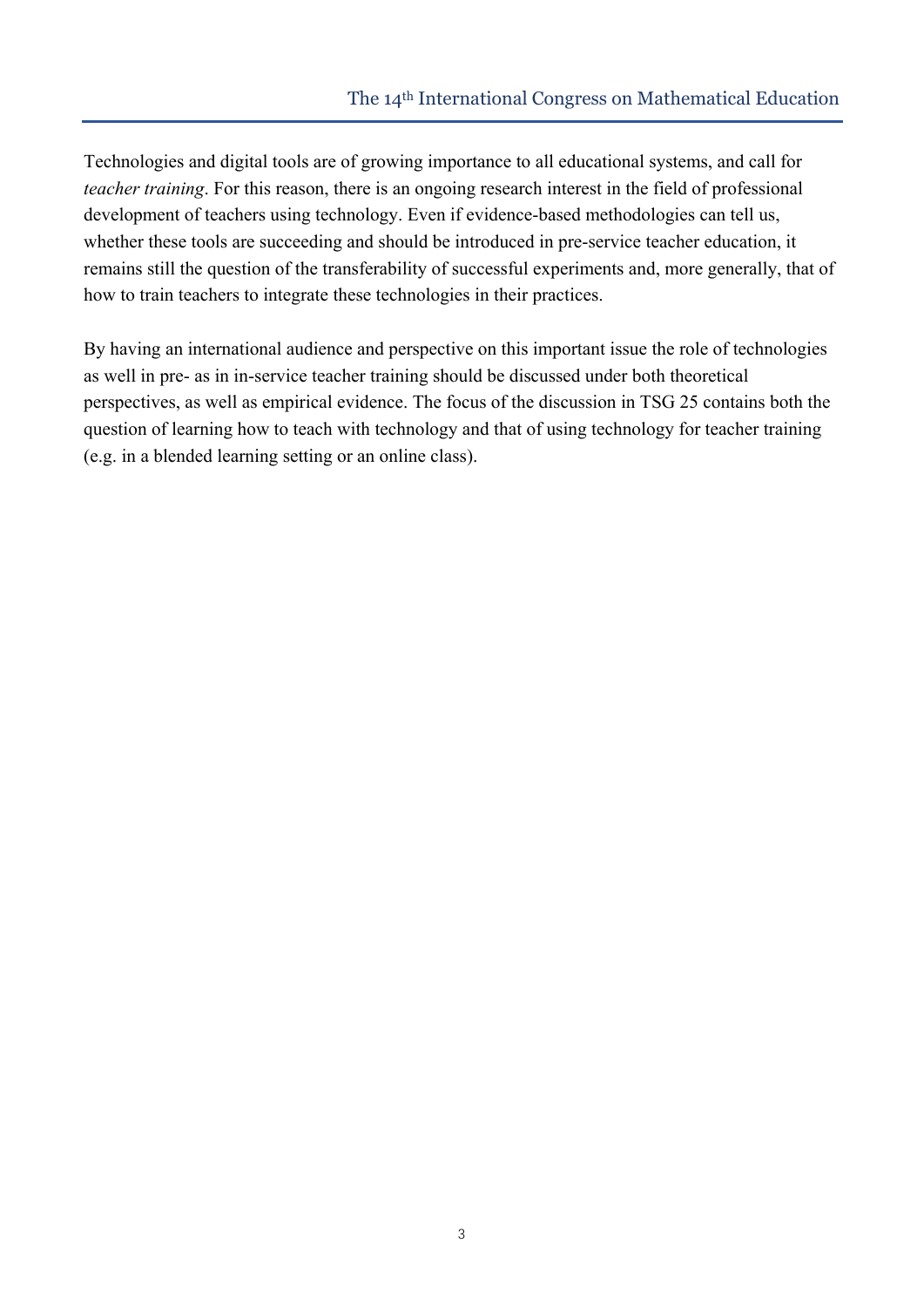Technologies and digital tools are of growing importance to all educational systems, and call for *teacher training*. For this reason, there is an ongoing research interest in the field of professional development of teachers using technology. Even if evidence-based methodologies can tell us, whether these tools are succeeding and should be introduced in pre-service teacher education, it remains still the question of the transferability of successful experiments and, more generally, that of how to train teachers to integrate these technologies in their practices.

By having an international audience and perspective on this important issue the role of technologies as well in pre- as in in-service teacher training should be discussed under both theoretical perspectives, as well as empirical evidence. The focus of the discussion in TSG 25 contains both the question of learning how to teach with technology and that of using technology for teacher training (e.g. in a blended learning setting or an online class).